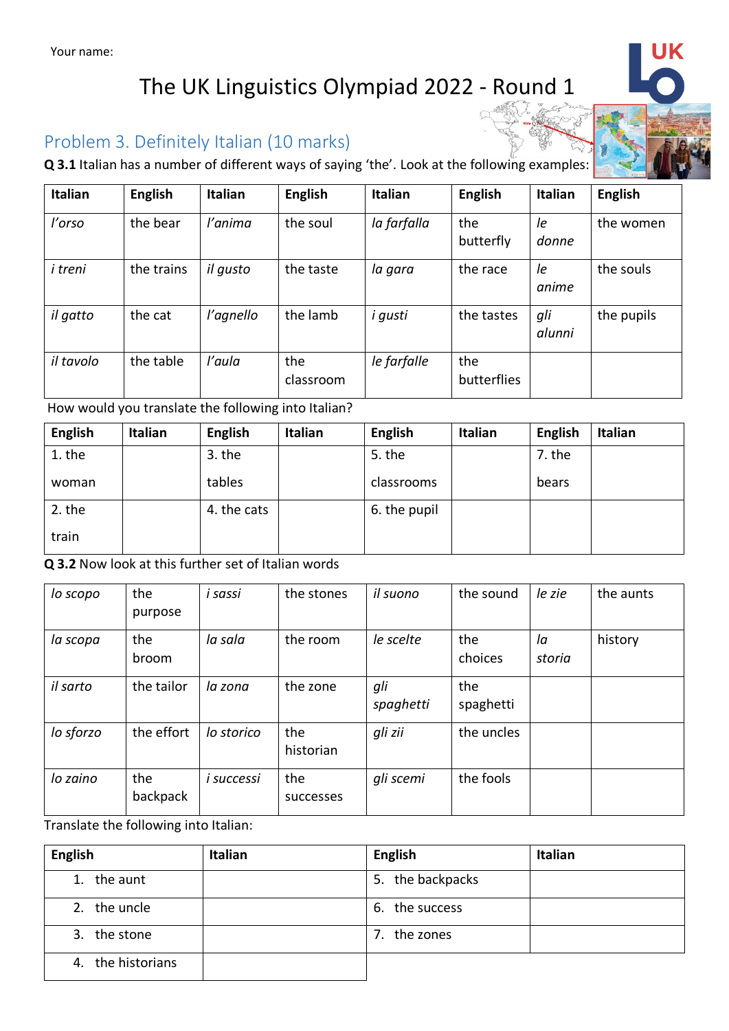Your name:

# The UK Linguistics Olympiad 2022 - Round 1

## Problem 3. Definitely Italian (10 marks)

**Q 3.1** Italian has a number of different ways of saying 'the'. Look at the following examples:

| Italian | English | Italian | English | Italian | English | Italian | English |
|---|---|---|---|---|---|---|---|
| *l'orso* | the bear | *l'anima* | the soul | *la farfalla* | the butterfly | *le donne* | the women |
| *i treni* | the trains | *il gusto* | the taste | *la gara* | the race | *le anime* | the souls |
| *il gatto* | the cat | *l'agnello* | the lamb | *i gusti* | the tastes | *gli alunni* | the pupils |
| *il tavolo* | the table | *l'aula* | the classroom | *le farfalle* | the butterflies | | |

How would you translate the following into Italian?

| English | Italian | English | Italian | English | Italian | English | Italian |
|---|---|---|---|---|---|---|---|
| 1. the woman | | 3. the tables | | 5. the classrooms | | 7. the bears | |
| 2. the train | | 4. the cats | | 6. the pupil | | | |

**Q 3.2** Now look at this further set of Italian words

| | | | | | | | |
|---|---|---|---|---|---|---|---|
| *lo scopo* | the purpose | *i sassi* | the stones | *il suono* | the sound | *le zie* | the aunts |
| *la scopa* | the broom | *la sala* | the room | *le scelte* | the choices | *la storia* | history |
| *il sarto* | the tailor | *la zona* | the zone | *gli spaghetti* | the spaghetti | | |
| *lo sforzo* | the effort | *lo storico* | the historian | *gli zii* | the uncles | | |
| *lo zaino* | the backpack | *i successi* | the successes | *gli scemi* | the fools | | |

Translate the following into Italian:

| English | Italian | English | Italian |
|---|---|---|---|
| 1. the aunt | | 5. the backpacks | |
| 2. the uncle | | 6. the success | |
| 3. the stone | | 7. the zones | |
| 4. the historians | | | |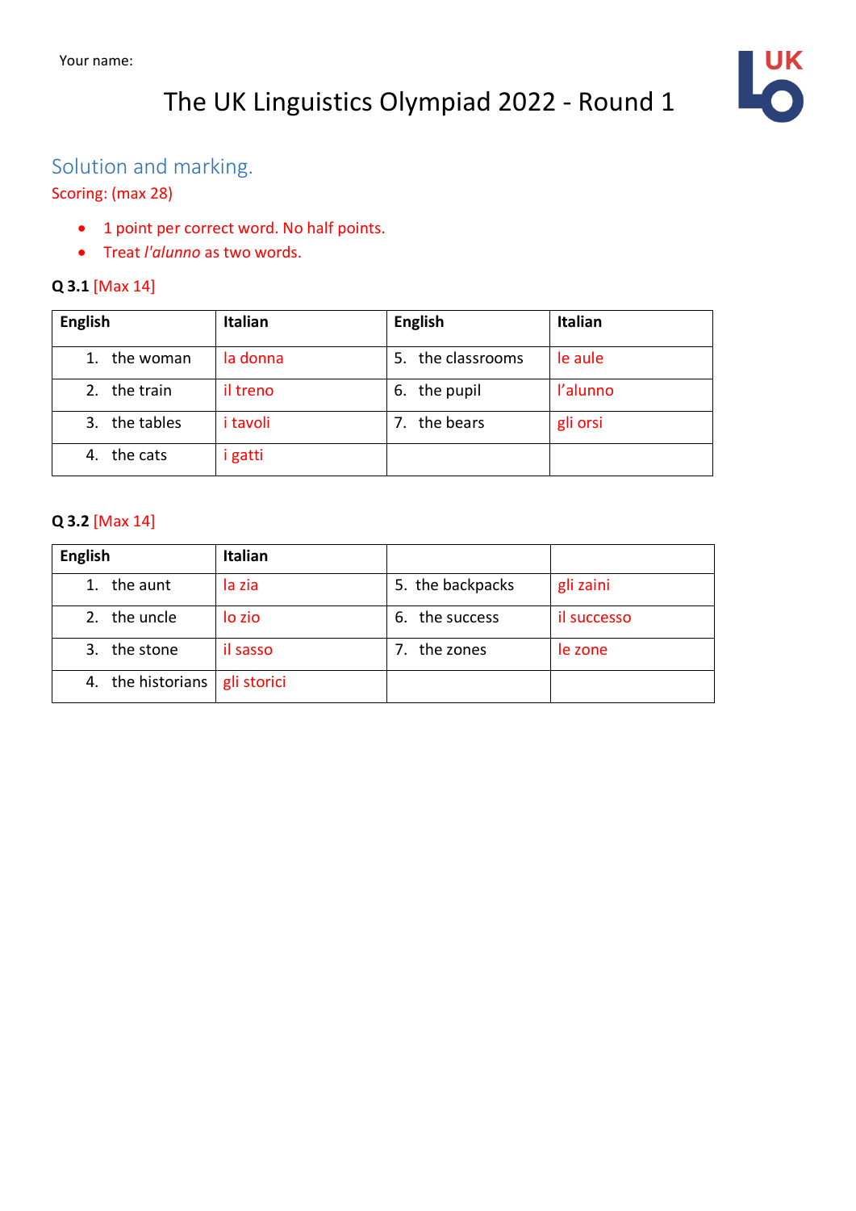Your name:

# The UK Linguistics Olympiad 2022 - Round 1

## Solution and marking.

Scoring: (max 28)

- 1 point per correct word. No half points.
- Treat *l'alunno* as two words.

**Q 3.1** [Max 14]

| English | Italian | English | Italian |
|---|---|---|---|
| 1. the woman | la donna | 5. the classrooms | le aule |
| 2. the train | il treno | 6. the pupil | l'alunno |
| 3. the tables | i tavoli | 7. the bears | gli orsi |
| 4. the cats | i gatti | | |

**Q 3.2** [Max 14]

| English | Italian | | |
|---|---|---|---|
| 1. the aunt | la zia | 5. the backpacks | gli zaini |
| 2. the uncle | lo zio | 6. the success | il successo |
| 3. the stone | il sasso | 7. the zones | le zone |
| 4. the historians | gli storici | | |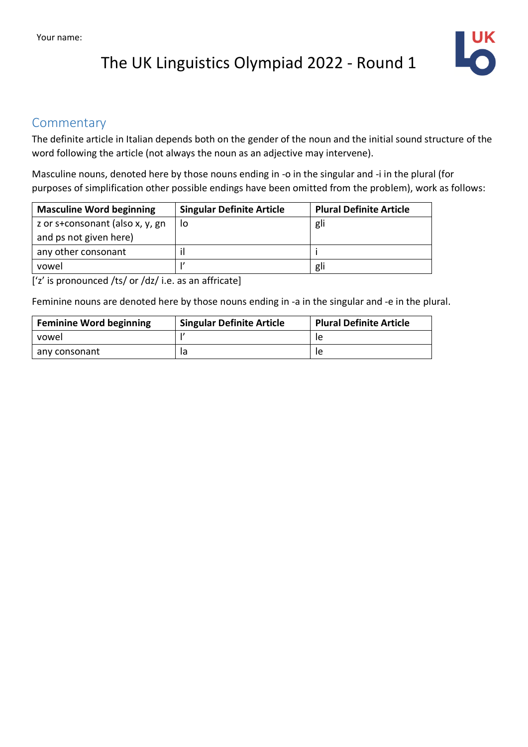## Commentary

The definite article in Italian depends both on the gender of the noun and the initial sound structure of the word following the article (not always the noun as an adjective may intervene).

Masculine nouns, denoted here by those nouns ending in -o in the singular and -i in the plural (for purposes of simplification other possible endings have been omitted from the problem), work as follows:

| Masculine Word beginning | Singular Definite Article | Plural Definite Article |
|---|---|---|
| z or s+consonant (also x, y, gn and ps not given here) | lo | gli |
| any other consonant | il | i |
| vowel | l' | gli |

['z' is pronounced /ts/ or /dz/ i.e. as an affricate]

Feminine nouns are denoted here by those nouns ending in -a in the singular and -e in the plural.

| Feminine Word beginning | Singular Definite Article | Plural Definite Article |
|---|---|---|
| vowel | l' | le |
| any consonant | la | le |